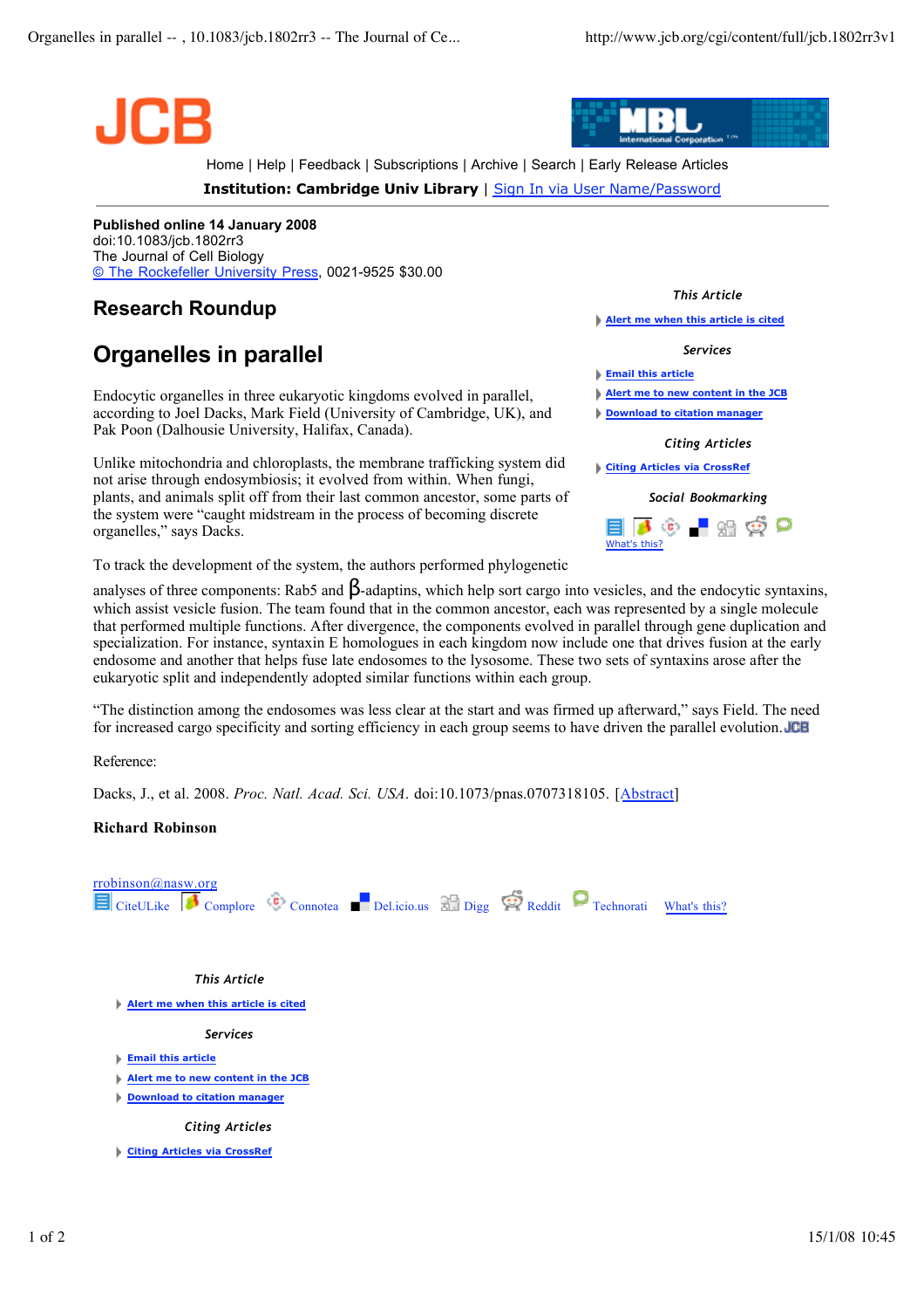**Published online 14 January 2008**
doi:10.1083/jcb.1802rr3
The Journal of Cell Biology
© The Rockefeller University Press, 0021-9525 $30.00

## Research Roundup

# Organelles in parallel

Endocytic organelles in three eukaryotic kingdoms evolved in parallel, according to Joel Dacks, Mark Field (University of Cambridge, UK), and Pak Poon (Dalhousie University, Halifax, Canada).

Unlike mitochondria and chloroplasts, the membrane trafficking system did not arise through endosymbiosis; it evolved from within. When fungi, plants, and animals split off from their last common ancestor, some parts of the system were "caught midstream in the process of becoming discrete organelles," says Dacks.

To track the development of the system, the authors performed phylogenetic analyses of three components: Rab5 and β-adaptins, which help sort cargo into vesicles, and the endocytic syntaxins, which assist vesicle fusion. The team found that in the common ancestor, each was represented by a single molecule that performed multiple functions. After divergence, the components evolved in parallel through gene duplication and specialization. For instance, syntaxin E homologues in each kingdom now include one that drives fusion at the early endosome and another that helps fuse late endosomes to the lysosome. These two sets of syntaxins arose after the eukaryotic split and independently adopted similar functions within each group.

"The distinction among the endosomes was less clear at the start and was firmed up afterward," says Field. The need for increased cargo specificity and sorting efficiency in each group seems to have driven the parallel evolution.

Reference:

Dacks, J., et al. 2008. *Proc. Natl. Acad. Sci. USA*. doi:10.1073/pnas.0707318105. [Abstract]

**Richard Robinson**

rrobinson@nasw.org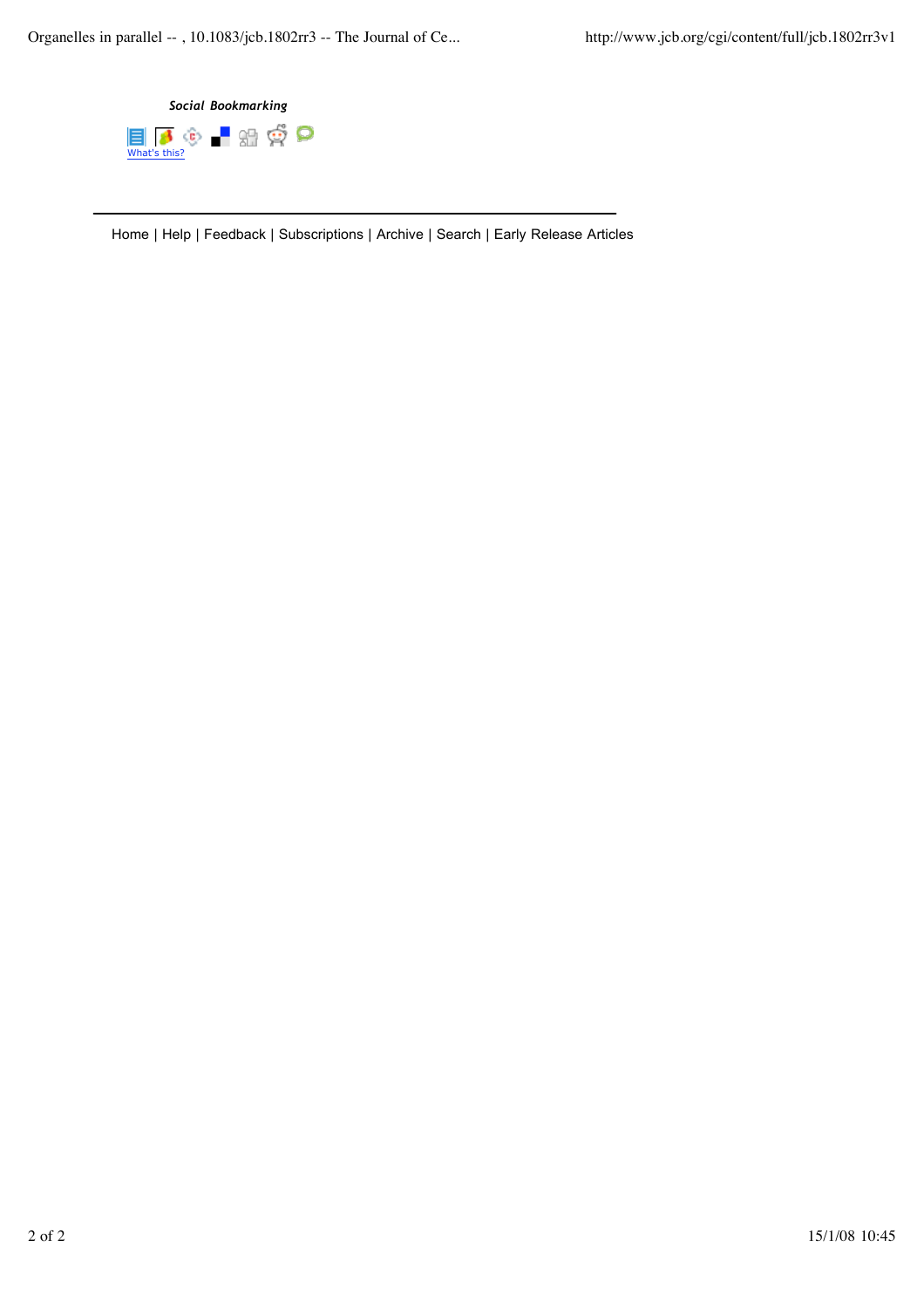*Social Bookmarking*

What's this?

---

Home | Help | Feedback | Subscriptions | Archive | Search | Early Release Articles